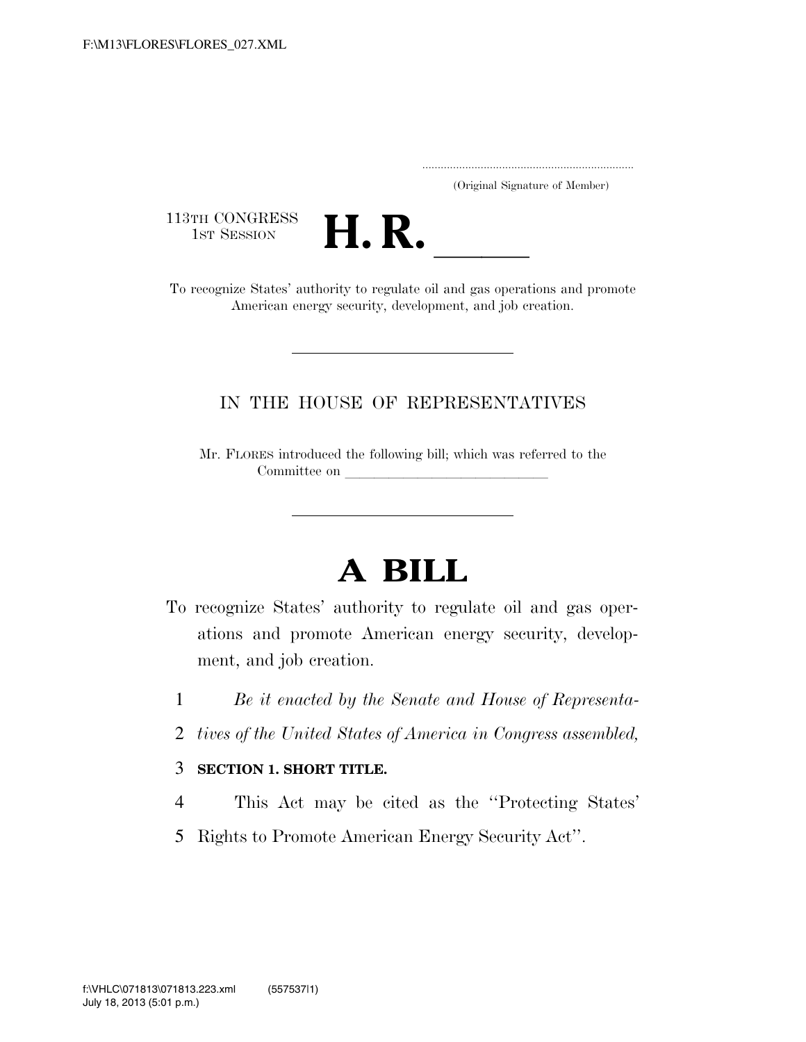F:\M13\FLORES\FLORES_027.XML

.....................................................................
(Original Signature of Member)

113TH CONGRESS
1ST SESSION

# H. R. \_\_\_\_\_\_

To recognize States' authority to regulate oil and gas operations and promote American energy security, development, and job creation.

---

IN THE HOUSE OF REPRESENTATIVES

Mr. FLORES introduced the following bill; which was referred to the Committee on \_\_\_\_\_\_\_\_\_\_\_\_\_\_\_\_\_\_\_\_\_\_\_\_\_\_\_\_\_\_

---

# A BILL

To recognize States' authority to regulate oil and gas operations and promote American energy security, development, and job creation.

1 *Be it enacted by the Senate and House of Representa-*
2 *tives of the United States of America in Congress assembled,*

3 **SECTION 1. SHORT TITLE.**

4 This Act may be cited as the ''Protecting States'
5 Rights to Promote American Energy Security Act''.

f:\VHLC\071813\071813.223.xml (557537|1)
July 18, 2013 (5:01 p.m.)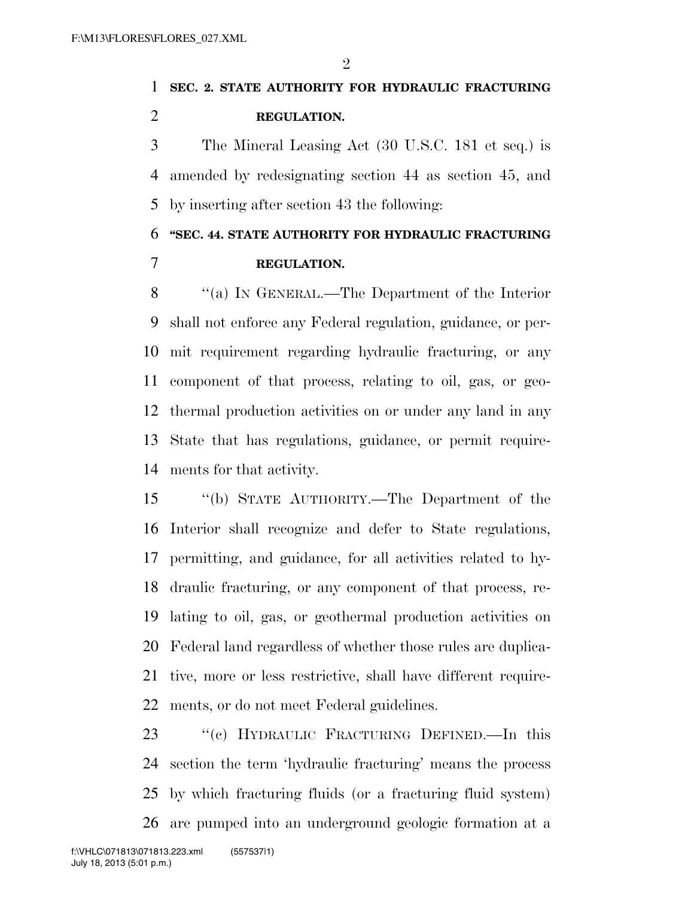**SEC. 2. STATE AUTHORITY FOR HYDRAULIC FRACTURING REGULATION.**

The Mineral Leasing Act (30 U.S.C. 181 et seq.) is amended by redesignating section 44 as section 45, and by inserting after section 43 the following:

**"SEC. 44. STATE AUTHORITY FOR HYDRAULIC FRACTURING REGULATION.**

"(a) IN GENERAL.—The Department of the Interior shall not enforce any Federal regulation, guidance, or permit requirement regarding hydraulic fracturing, or any component of that process, relating to oil, gas, or geothermal production activities on or under any land in any State that has regulations, guidance, or permit requirements for that activity.

"(b) STATE AUTHORITY.—The Department of the Interior shall recognize and defer to State regulations, permitting, and guidance, for all activities related to hydraulic fracturing, or any component of that process, relating to oil, gas, or geothermal production activities on Federal land regardless of whether those rules are duplicative, more or less restrictive, shall have different requirements, or do not meet Federal guidelines.

"(c) HYDRAULIC FRACTURING DEFINED.—In this section the term 'hydraulic fracturing' means the process by which fracturing fluids (or a fracturing fluid system) are pumped into an underground geologic formation at a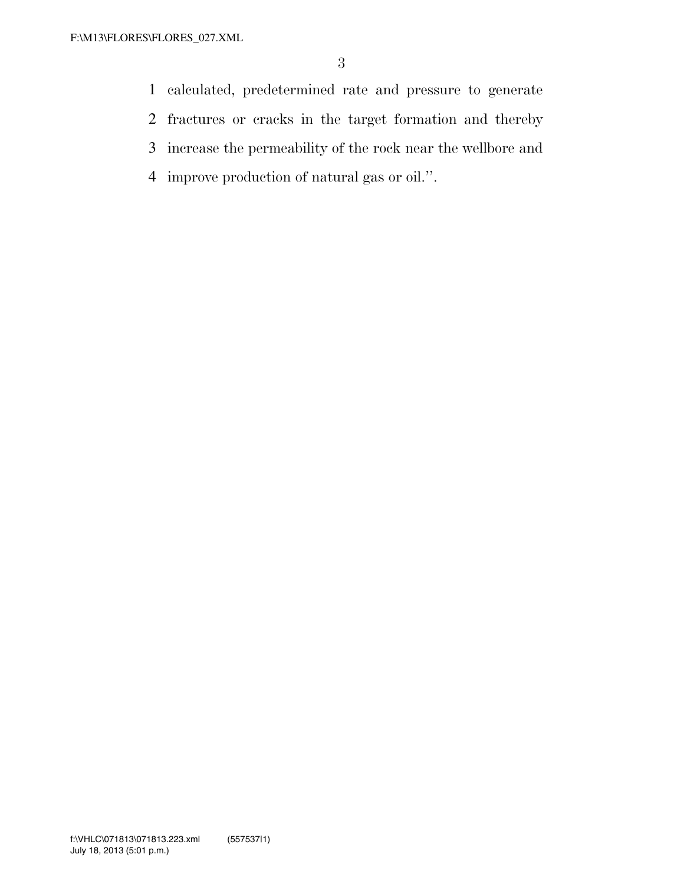calculated, predetermined rate and pressure to generate fractures or cracks in the target formation and thereby increase the permeability of the rock near the wellbore and improve production of natural gas or oil.''.